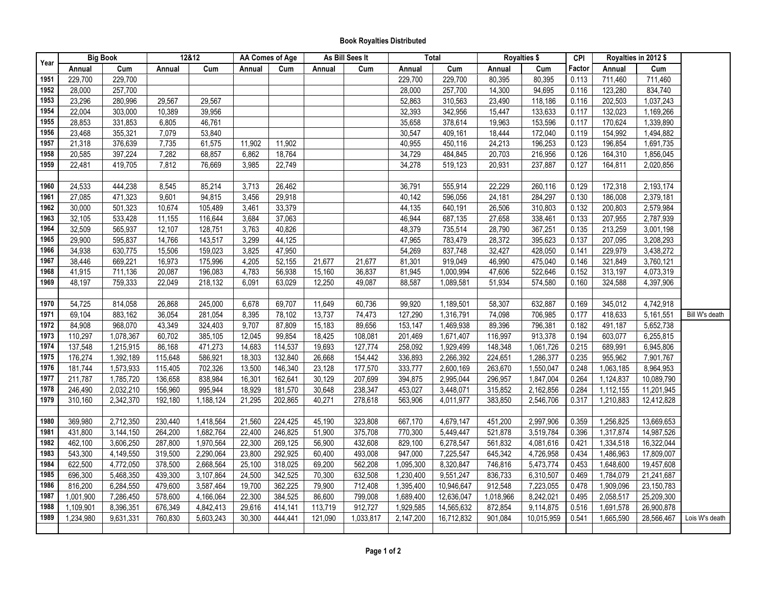# Book Royalties Distributed

| Year | Big Book | | 12&12 | | AA Comes of Age | | As Bill Sees It | | Total | | Royalties $ | | CPI | Royalties in 2012 $ | | |
|---|---|---|---|---|---|---|---|---|---|---|---|---|---|---|---|---|
| | Annual | Cum | Annual | Cum | Annual | Cum | Annual | Cum | Annual | Cum | Annual | Cum | Factor | Annual | Cum | |
| 1951 | 229,700 | 229,700 | | | | | | | 229,700 | 229,700 | 80,395 | 80,395 | 0.113 | 711,460 | 711,460 | |
| 1952 | 28,000 | 257,700 | | | | | | | 28,000 | 257,700 | 14,300 | 94,695 | 0.116 | 123,280 | 834,740 | |
| 1953 | 23,296 | 280,996 | 29,567 | 29,567 | | | | | 52,863 | 310,563 | 23,490 | 118,186 | 0.116 | 202,503 | 1,037,243 | |
| 1954 | 22,004 | 303,000 | 10,389 | 39,956 | | | | | 32,393 | 342,956 | 15,447 | 133,633 | 0.117 | 132,023 | 1,169,266 | |
| 1955 | 28,853 | 331,853 | 6,805 | 46,761 | | | | | 35,658 | 378,614 | 19,963 | 153,596 | 0.117 | 170,624 | 1,339,890 | |
| 1956 | 23,468 | 355,321 | 7,079 | 53,840 | | | | | 30,547 | 409,161 | 18,444 | 172,040 | 0.119 | 154,992 | 1,494,882 | |
| 1957 | 21,318 | 376,639 | 7,735 | 61,575 | 11,902 | 11,902 | | | 40,955 | 450,116 | 24,213 | 196,253 | 0.123 | 196,854 | 1,691,735 | |
| 1958 | 20,585 | 397,224 | 7,282 | 68,857 | 6,862 | 18,764 | | | 34,729 | 484,845 | 20,703 | 216,956 | 0.126 | 164,310 | 1,856,045 | |
| 1959 | 22,481 | 419,705 | 7,812 | 76,669 | 3,985 | 22,749 | | | 34,278 | 519,123 | 20,931 | 237,887 | 0.127 | 164,811 | 2,020,856 | |
| | | | | | | | | | | | | | | | | |
| 1960 | 24,533 | 444,238 | 8,545 | 85,214 | 3,713 | 26,462 | | | 36,791 | 555,914 | 22,229 | 260,116 | 0.129 | 172,318 | 2,193,174 | |
| 1961 | 27,085 | 471,323 | 9,601 | 94,815 | 3,456 | 29,918 | | | 40,142 | 596,056 | 24,181 | 284,297 | 0.130 | 186,008 | 2,379,181 | |
| 1962 | 30,000 | 501,323 | 10,674 | 105,489 | 3,461 | 33,379 | | | 44,135 | 640,191 | 26,506 | 310,803 | 0.132 | 200,803 | 2,579,984 | |
| 1963 | 32,105 | 533,428 | 11,155 | 116,644 | 3,684 | 37,063 | | | 46,944 | 687,135 | 27,658 | 338,461 | 0.133 | 207,955 | 2,787,939 | |
| 1964 | 32,509 | 565,937 | 12,107 | 128,751 | 3,763 | 40,826 | | | 48,379 | 735,514 | 28,790 | 367,251 | 0.135 | 213,259 | 3,001,198 | |
| 1965 | 29,900 | 595,837 | 14,766 | 143,517 | 3,299 | 44,125 | | | 47,965 | 783,479 | 28,372 | 395,623 | 0.137 | 207,095 | 3,208,293 | |
| 1966 | 34,938 | 630,775 | 15,506 | 159,023 | 3,825 | 47,950 | | | 54,269 | 837,748 | 32,427 | 428,050 | 0.141 | 229,979 | 3,438,272 | |
| 1967 | 38,446 | 669,221 | 16,973 | 175,996 | 4,205 | 52,155 | 21,677 | 21,677 | 81,301 | 919,049 | 46,990 | 475,040 | 0.146 | 321,849 | 3,760,121 | |
| 1968 | 41,915 | 711,136 | 20,087 | 196,083 | 4,783 | 56,938 | 15,160 | 36,837 | 81,945 | 1,000,994 | 47,606 | 522,646 | 0.152 | 313,197 | 4,073,319 | |
| 1969 | 48,197 | 759,333 | 22,049 | 218,132 | 6,091 | 63,029 | 12,250 | 49,087 | 88,587 | 1,089,581 | 51,934 | 574,580 | 0.160 | 324,588 | 4,397,906 | |
| | | | | | | | | | | | | | | | | |
| 1970 | 54,725 | 814,058 | 26,868 | 245,000 | 6,678 | 69,707 | 11,649 | 60,736 | 99,920 | 1,189,501 | 58,307 | 632,887 | 0.169 | 345,012 | 4,742,918 | |
| 1971 | 69,104 | 883,162 | 36,054 | 281,054 | 8,395 | 78,102 | 13,737 | 74,473 | 127,290 | 1,316,791 | 74,098 | 706,985 | 0.177 | 418,633 | 5,161,551 | Bill W's death |
| 1972 | 84,908 | 968,070 | 43,349 | 324,403 | 9,707 | 87,809 | 15,183 | 89,656 | 153,147 | 1,469,938 | 89,396 | 796,381 | 0.182 | 491,187 | 5,652,738 | |
| 1973 | 110,297 | 1,078,367 | 60,702 | 385,105 | 12,045 | 99,854 | 18,425 | 108,081 | 201,469 | 1,671,407 | 116,997 | 913,378 | 0.194 | 603,077 | 6,255,815 | |
| 1974 | 137,548 | 1,215,915 | 86,168 | 471,273 | 14,683 | 114,537 | 19,693 | 127,774 | 258,092 | 1,929,499 | 148,348 | 1,061,726 | 0.215 | 689,991 | 6,945,806 | |
| 1975 | 176,274 | 1,392,189 | 115,648 | 586,921 | 18,303 | 132,840 | 26,668 | 154,442 | 336,893 | 2,266,392 | 224,651 | 1,286,377 | 0.235 | 955,962 | 7,901,767 | |
| 1976 | 181,744 | 1,573,933 | 115,405 | 702,326 | 13,500 | 146,340 | 23,128 | 177,570 | 333,777 | 2,600,169 | 263,670 | 1,550,047 | 0.248 | 1,063,185 | 8,964,953 | |
| 1977 | 211,787 | 1,785,720 | 136,658 | 838,984 | 16,301 | 162,641 | 30,129 | 207,699 | 394,875 | 2,995,044 | 296,957 | 1,847,004 | 0.264 | 1,124,837 | 10,089,790 | |
| 1978 | 246,490 | 2,032,210 | 156,960 | 995,944 | 18,929 | 181,570 | 30,648 | 238,347 | 453,027 | 3,448,071 | 315,852 | 2,162,856 | 0.284 | 1,112,155 | 11,201,945 | |
| 1979 | 310,160 | 2,342,370 | 192,180 | 1,188,124 | 21,295 | 202,865 | 40,271 | 278,618 | 563,906 | 4,011,977 | 383,850 | 2,546,706 | 0.317 | 1,210,883 | 12,412,828 | |
| | | | | | | | | | | | | | | | | |
| 1980 | 369,980 | 2,712,350 | 230,440 | 1,418,564 | 21,560 | 224,425 | 45,190 | 323,808 | 667,170 | 4,679,147 | 451,200 | 2,997,906 | 0.359 | 1,256,825 | 13,669,653 | |
| 1981 | 431,800 | 3,144,150 | 264,200 | 1,682,764 | 22,400 | 246,825 | 51,900 | 375,708 | 770,300 | 5,449,447 | 521,878 | 3,519,784 | 0.396 | 1,317,874 | 14,987,526 | |
| 1982 | 462,100 | 3,606,250 | 287,800 | 1,970,564 | 22,300 | 269,125 | 56,900 | 432,608 | 829,100 | 6,278,547 | 561,832 | 4,081,616 | 0.421 | 1,334,518 | 16,322,044 | |
| 1983 | 543,300 | 4,149,550 | 319,500 | 2,290,064 | 23,800 | 292,925 | 60,400 | 493,008 | 947,000 | 7,225,547 | 645,342 | 4,726,958 | 0.434 | 1,486,963 | 17,809,007 | |
| 1984 | 622,500 | 4,772,050 | 378,500 | 2,668,564 | 25,100 | 318,025 | 69,200 | 562,208 | 1,095,300 | 8,320,847 | 746,816 | 5,473,774 | 0.453 | 1,648,600 | 19,457,608 | |
| 1985 | 696,300 | 5,468,350 | 439,300 | 3,107,864 | 24,500 | 342,525 | 70,300 | 632,508 | 1,230,400 | 9,551,247 | 836,733 | 6,310,507 | 0.469 | 1,784,079 | 21,241,687 | |
| 1986 | 816,200 | 6,284,550 | 479,600 | 3,587,464 | 19,700 | 362,225 | 79,900 | 712,408 | 1,395,400 | 10,946,647 | 912,548 | 7,223,055 | 0.478 | 1,909,096 | 23,150,783 | |
| 1987 | 1,001,900 | 7,286,450 | 578,600 | 4,166,064 | 22,300 | 384,525 | 86,600 | 799,008 | 1,689,400 | 12,636,047 | 1,018,966 | 8,242,021 | 0.495 | 2,058,517 | 25,209,300 | |
| 1988 | 1,109,901 | 8,396,351 | 676,349 | 4,842,413 | 29,616 | 414,141 | 113,719 | 912,727 | 1,929,585 | 14,565,632 | 872,854 | 9,114,875 | 0.516 | 1,691,578 | 26,900,878 | |
| 1989 | 1,234,980 | 9,631,331 | 760,830 | 5,603,243 | 30,300 | 444,441 | 121,090 | 1,033,817 | 2,147,200 | 16,712,832 | 901,084 | 10,015,959 | 0.541 | 1,665,590 | 28,566,467 | Lois W's death |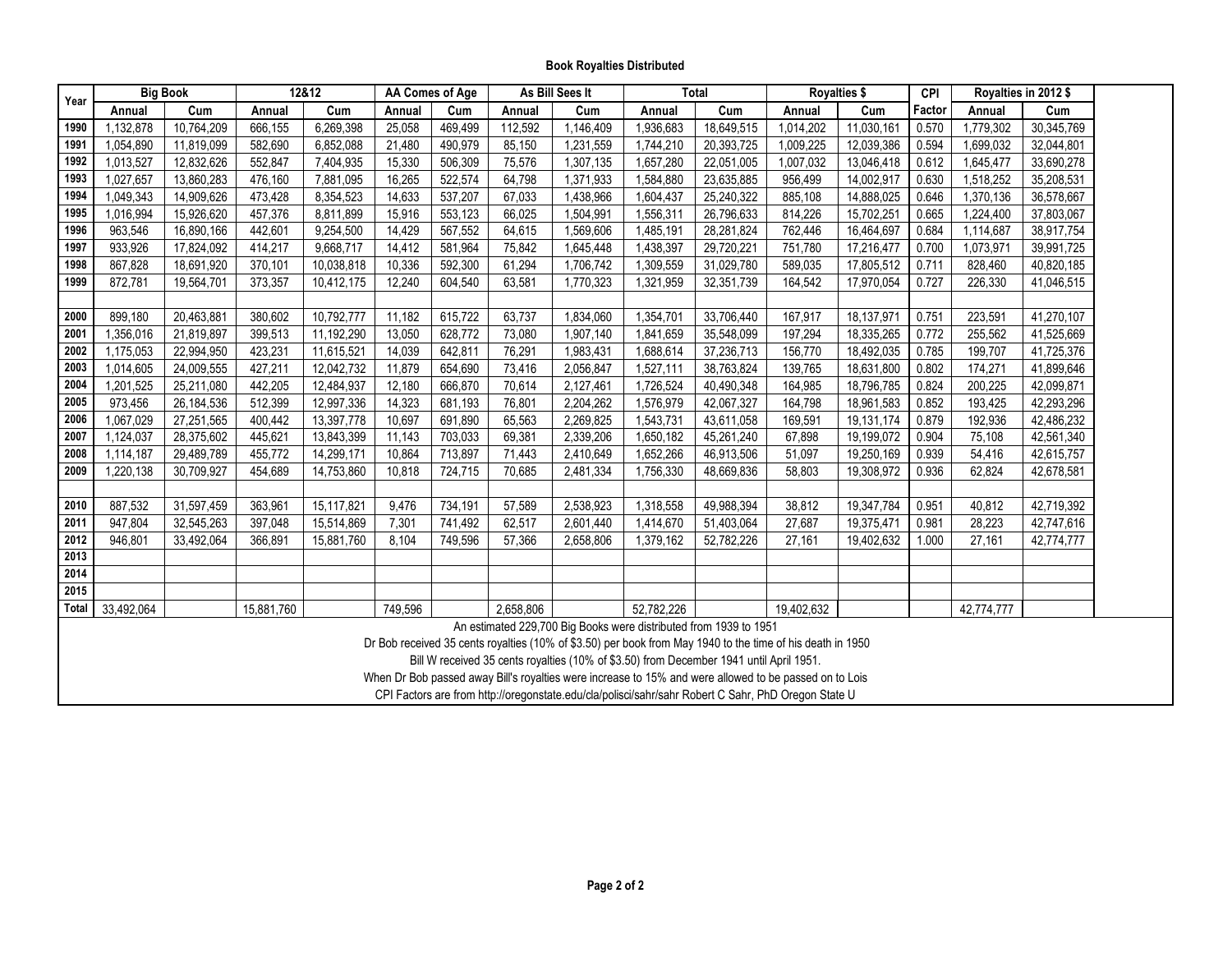**Book Royalties Distributed**

| Year | Big Book | | 12&12 | | AA Comes of Age | | As Bill Sees It | | Total | | Royalties $ | | CPI | Royalties in 2012 $ | |
|---|---|---|---|---|---|---|---|---|---|---|---|---|---|---|---|
| | Annual | Cum | Annual | Cum | Annual | Cum | Annual | Cum | Annual | Cum | Annual | Cum | Factor | Annual | Cum |
| 1990 | 1,132,878 | 10,764,209 | 666,155 | 6,269,398 | 25,058 | 469,499 | 112,592 | 1,146,409 | 1,936,683 | 18,649,515 | 1,014,202 | 11,030,161 | 0.570 | 1,779,302 | 30,345,769 |
| 1991 | 1,054,890 | 11,819,099 | 582,690 | 6,852,088 | 21,480 | 490,979 | 85,150 | 1,231,559 | 1,744,210 | 20,393,725 | 1,009,225 | 12,039,386 | 0.594 | 1,699,032 | 32,044,801 |
| 1992 | 1,013,527 | 12,832,626 | 552,847 | 7,404,935 | 15,330 | 506,309 | 75,576 | 1,307,135 | 1,657,280 | 22,051,005 | 1,007,032 | 13,046,418 | 0.612 | 1,645,477 | 33,690,278 |
| 1993 | 1,027,657 | 13,860,283 | 476,160 | 7,881,095 | 16,265 | 522,574 | 64,798 | 1,371,933 | 1,584,880 | 23,635,885 | 956,499 | 14,002,917 | 0.630 | 1,518,252 | 35,208,531 |
| 1994 | 1,049,343 | 14,909,626 | 473,428 | 8,354,523 | 14,633 | 537,207 | 67,033 | 1,438,966 | 1,604,437 | 25,240,322 | 885,108 | 14,888,025 | 0.646 | 1,370,136 | 36,578,667 |
| 1995 | 1,016,994 | 15,926,620 | 457,376 | 8,811,899 | 15,916 | 553,123 | 66,025 | 1,504,991 | 1,556,311 | 26,796,633 | 814,226 | 15,702,251 | 0.665 | 1,224,400 | 37,803,067 |
| 1996 | 963,546 | 16,890,166 | 442,601 | 9,254,500 | 14,429 | 567,552 | 64,615 | 1,569,606 | 1,485,191 | 28,281,824 | 762,446 | 16,464,697 | 0.684 | 1,114,687 | 38,917,754 |
| 1997 | 933,926 | 17,824,092 | 414,217 | 9,668,717 | 14,412 | 581,964 | 75,842 | 1,645,448 | 1,438,397 | 29,720,221 | 751,780 | 17,216,477 | 0.700 | 1,073,971 | 39,991,725 |
| 1998 | 867,828 | 18,691,920 | 370,101 | 10,038,818 | 10,336 | 592,300 | 61,294 | 1,706,742 | 1,309,559 | 31,029,780 | 589,035 | 17,805,512 | 0.711 | 828,460 | 40,820,185 |
| 1999 | 872,781 | 19,564,701 | 373,357 | 10,412,175 | 12,240 | 604,540 | 63,581 | 1,770,323 | 1,321,959 | 32,351,739 | 164,542 | 17,970,054 | 0.727 | 226,330 | 41,046,515 |
| | | | | | | | | | | | | | | | |
| 2000 | 899,180 | 20,463,881 | 380,602 | 10,792,777 | 11,182 | 615,722 | 63,737 | 1,834,060 | 1,354,701 | 33,706,440 | 167,917 | 18,137,971 | 0.751 | 223,591 | 41,270,107 |
| 2001 | 1,356,016 | 21,819,897 | 399,513 | 11,192,290 | 13,050 | 628,772 | 73,080 | 1,907,140 | 1,841,659 | 35,548,099 | 197,294 | 18,335,265 | 0.772 | 255,562 | 41,525,669 |
| 2002 | 1,175,053 | 22,994,950 | 423,231 | 11,615,521 | 14,039 | 642,811 | 76,291 | 1,983,431 | 1,688,614 | 37,236,713 | 156,770 | 18,492,035 | 0.785 | 199,707 | 41,725,376 |
| 2003 | 1,014,605 | 24,009,555 | 427,211 | 12,042,732 | 11,879 | 654,690 | 73,416 | 2,056,847 | 1,527,111 | 38,763,824 | 139,765 | 18,631,800 | 0.802 | 174,271 | 41,899,646 |
| 2004 | 1,201,525 | 25,211,080 | 442,205 | 12,484,937 | 12,180 | 666,870 | 70,614 | 2,127,461 | 1,726,524 | 40,490,348 | 164,985 | 18,796,785 | 0.824 | 200,225 | 42,099,871 |
| 2005 | 973,456 | 26,184,536 | 512,399 | 12,997,336 | 14,323 | 681,193 | 76,801 | 2,204,262 | 1,576,979 | 42,067,327 | 164,798 | 18,961,583 | 0.852 | 193,425 | 42,293,296 |
| 2006 | 1,067,029 | 27,251,565 | 400,442 | 13,397,778 | 10,697 | 691,890 | 65,563 | 2,269,825 | 1,543,731 | 43,611,058 | 169,591 | 19,131,174 | 0.879 | 192,936 | 42,486,232 |
| 2007 | 1,124,037 | 28,375,602 | 445,621 | 13,843,399 | 11,143 | 703,033 | 69,381 | 2,339,206 | 1,650,182 | 45,261,240 | 67,898 | 19,199,072 | 0.904 | 75,108 | 42,561,340 |
| 2008 | 1,114,187 | 29,489,789 | 455,772 | 14,299,171 | 10,864 | 713,897 | 71,443 | 2,410,649 | 1,652,266 | 46,913,506 | 51,097 | 19,250,169 | 0.939 | 54,416 | 42,615,757 |
| 2009 | 1,220,138 | 30,709,927 | 454,689 | 14,753,860 | 10,818 | 724,715 | 70,685 | 2,481,334 | 1,756,330 | 48,669,836 | 58,803 | 19,308,972 | 0.936 | 62,824 | 42,678,581 |
| | | | | | | | | | | | | | | | |
| 2010 | 887,532 | 31,597,459 | 363,961 | 15,117,821 | 9,476 | 734,191 | 57,589 | 2,538,923 | 1,318,558 | 49,988,394 | 38,812 | 19,347,784 | 0.951 | 40,812 | 42,719,392 |
| 2011 | 947,804 | 32,545,263 | 397,048 | 15,514,869 | 7,301 | 741,492 | 62,517 | 2,601,440 | 1,414,670 | 51,403,064 | 27,687 | 19,375,471 | 0.981 | 28,223 | 42,747,616 |
| 2012 | 946,801 | 33,492,064 | 366,891 | 15,881,760 | 8,104 | 749,596 | 57,366 | 2,658,806 | 1,379,162 | 52,782,226 | 27,161 | 19,402,632 | 1.000 | 27,161 | 42,774,777 |
| 2013 | | | | | | | | | | | | | | | |
| 2014 | | | | | | | | | | | | | | | |
| 2015 | | | | | | | | | | | | | | | |
| Total | 33,492,064 | | 15,881,760 | | 749,596 | | 2,658,806 | | 52,782,226 | | 19,402,632 | | | 42,774,777 | |

An estimated 229,700 Big Books were distributed from 1939 to 1951

Dr Bob received 35 cents royalties (10% of $3.50) per book from May 1940 to the time of his death in 1950

Bill W received 35 cents royalties (10% of $3.50) from December 1941 until April 1951.

When Dr Bob passed away Bill's royalties were increase to 15% and were allowed to be passed on to Lois

CPI Factors are from http://oregonstate.edu/cla/polisci/sahr/sahr Robert C Sahr, PhD Oregon State U